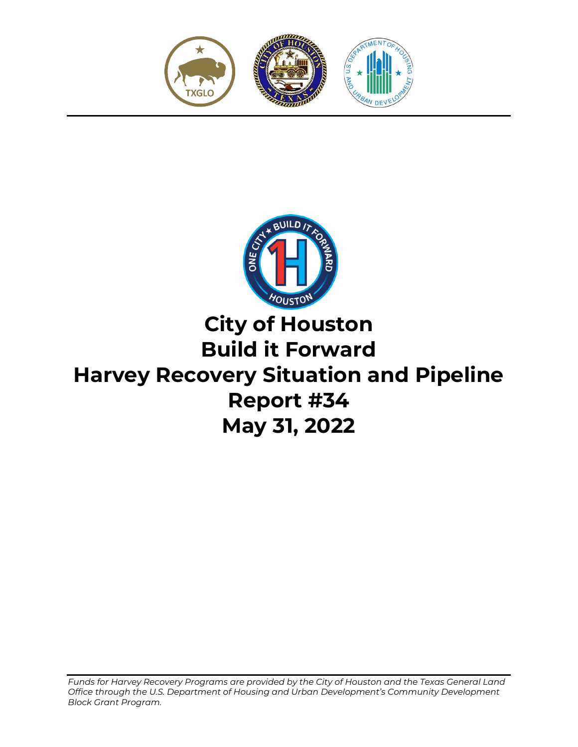# City of Houston
# Build it Forward
# Harvey Recovery Situation and Pipeline
# Report #34
# May 31, 2022

*Funds for Harvey Recovery Programs are provided by the City of Houston and the Texas General Land Office through the U.S. Department of Housing and Urban Development's Community Development Block Grant Program.*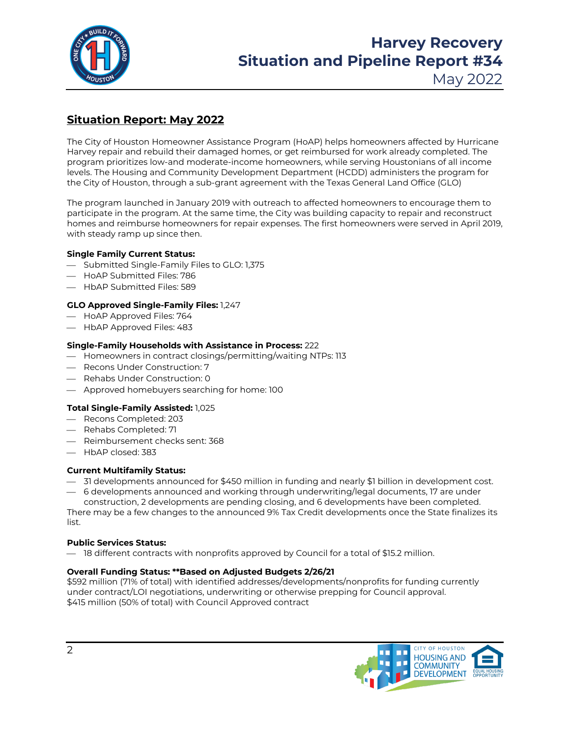# Harvey Recovery Situation and Pipeline Report #34

May 2022

## Situation Report: May 2022

The City of Houston Homeowner Assistance Program (HoAP) helps homeowners affected by Hurricane Harvey repair and rebuild their damaged homes, or get reimbursed for work already completed. The program prioritizes low-and moderate-income homeowners, while serving Houstonians of all income levels. The Housing and Community Development Department (HCDD) administers the program for the City of Houston, through a sub-grant agreement with the Texas General Land Office (GLO)

The program launched in January 2019 with outreach to affected homeowners to encourage them to participate in the program. At the same time, the City was building capacity to repair and reconstruct homes and reimburse homeowners for repair expenses. The first homeowners were served in April 2019, with steady ramp up since then.

**Single Family Current Status:**

- Submitted Single-Family Files to GLO: 1,375
- HoAP Submitted Files: 786
- HbAP Submitted Files: 589

**GLO Approved Single-Family Files:** 1,247

- HoAP Approved Files: 764
- HbAP Approved Files: 483

**Single-Family Households with Assistance in Process:** 222

- Homeowners in contract closings/permitting/waiting NTPs: 113
- Recons Under Construction: 7
- Rehabs Under Construction: 0
- Approved homebuyers searching for home: 100

**Total Single-Family Assisted:** 1,025

- Recons Completed: 203
- Rehabs Completed: 71
- Reimbursement checks sent: 368
- HbAP closed: 383

**Current Multifamily Status:**

- 31 developments announced for $450 million in funding and nearly $1 billion in development cost.
- 6 developments announced and working through underwriting/legal documents, 17 are under construction, 2 developments are pending closing, and 6 developments have been completed.

There may be a few changes to the announced 9% Tax Credit developments once the State finalizes its list.

**Public Services Status:**

- 18 different contracts with nonprofits approved by Council for a total of $15.2 million.

**Overall Funding Status: **Based on Adjusted Budgets 2/26/21**

$592 million (71% of total) with identified addresses/developments/nonprofits for funding currently under contract/LOI negotiations, underwriting or otherwise prepping for Council approval.
$415 million (50% of total) with Council Approved contract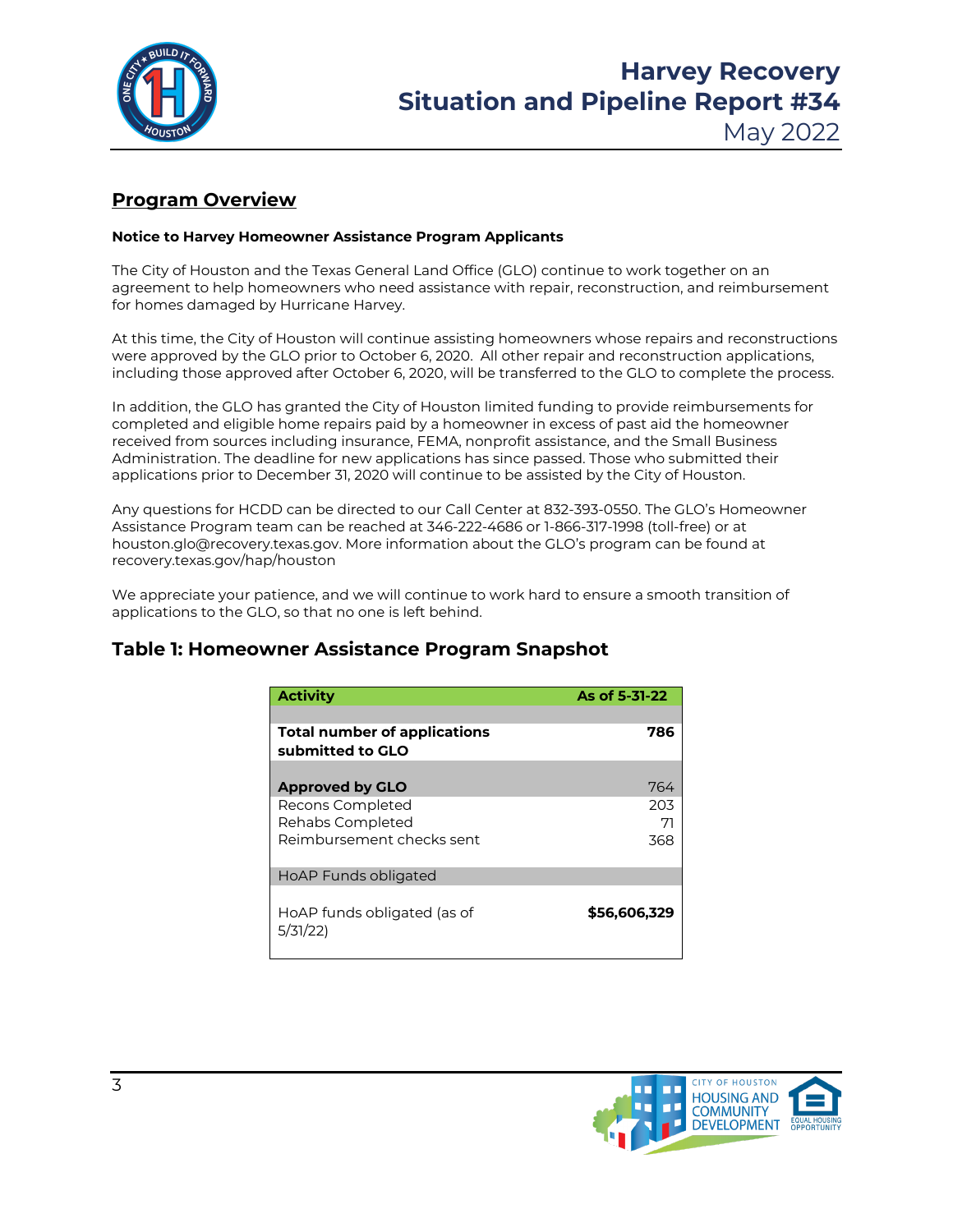# Harvey Recovery
# Situation and Pipeline Report #34
May 2022

## Program Overview

**Notice to Harvey Homeowner Assistance Program Applicants**

The City of Houston and the Texas General Land Office (GLO) continue to work together on an agreement to help homeowners who need assistance with repair, reconstruction, and reimbursement for homes damaged by Hurricane Harvey.

At this time, the City of Houston will continue assisting homeowners whose repairs and reconstructions were approved by the GLO prior to October 6, 2020. All other repair and reconstruction applications, including those approved after October 6, 2020, will be transferred to the GLO to complete the process.

In addition, the GLO has granted the City of Houston limited funding to provide reimbursements for completed and eligible home repairs paid by a homeowner in excess of past aid the homeowner received from sources including insurance, FEMA, nonprofit assistance, and the Small Business Administration. The deadline for new applications has since passed. Those who submitted their applications prior to December 31, 2020 will continue to be assisted by the City of Houston.

Any questions for HCDD can be directed to our Call Center at 832-393-0550. The GLO's Homeowner Assistance Program team can be reached at 346-222-4686 or 1-866-317-1998 (toll-free) or at houston.glo@recovery.texas.gov. More information about the GLO's program can be found at recovery.texas.gov/hap/houston

We appreciate your patience, and we will continue to work hard to ensure a smooth transition of applications to the GLO, so that no one is left behind.

## Table 1: Homeowner Assistance Program Snapshot

| Activity | As of 5-31-22 |
|---|---|
| **Total number of applications submitted to GLO** | **786** |
| **Approved by GLO** | 764 |
| Recons Completed | 203 |
| Rehabs Completed | 71 |
| Reimbursement checks sent | 368 |
| HoAP Funds obligated | |
| HoAP funds obligated (as of 5/31/22) | **$56,606,329** |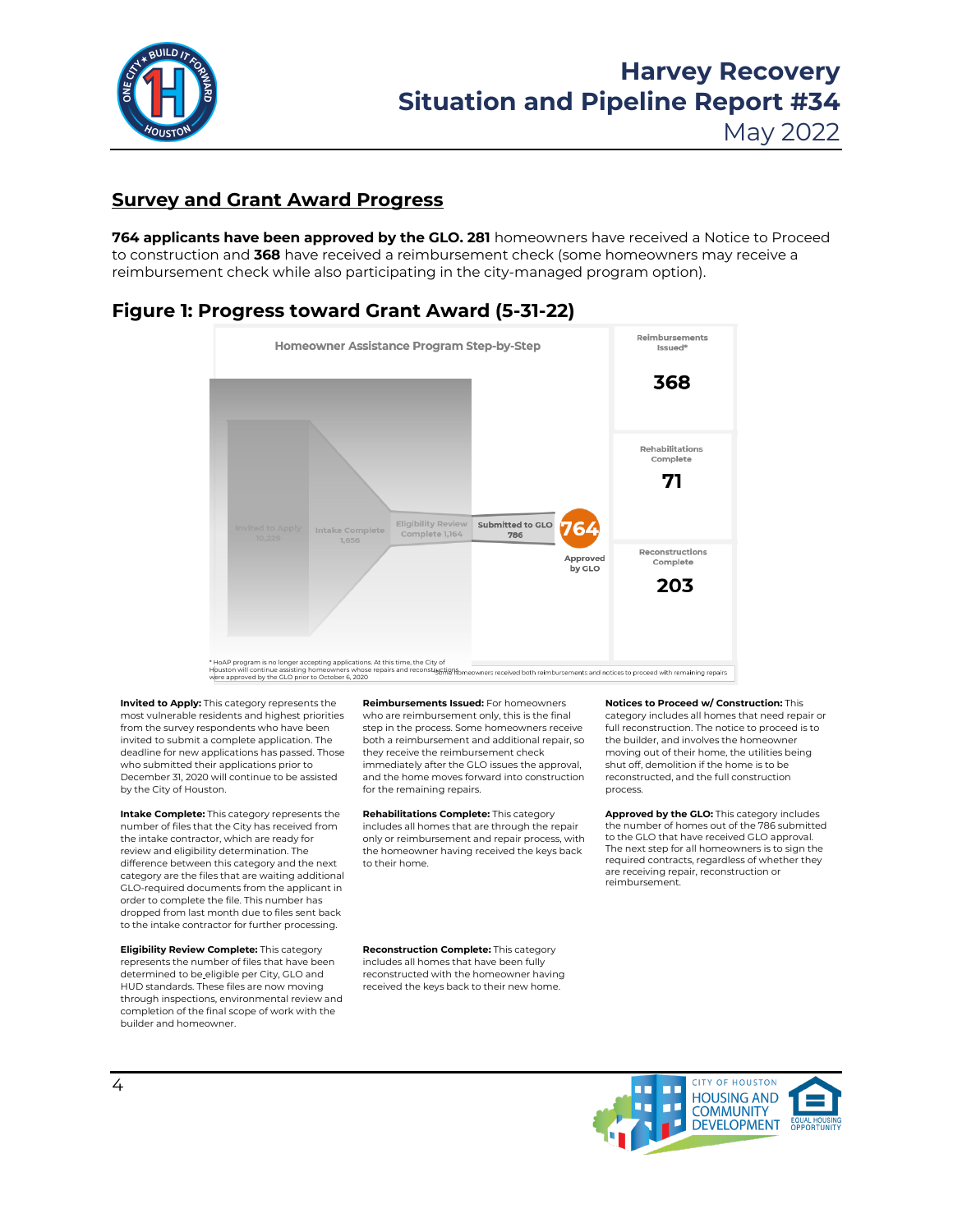## Survey and Grant Award Progress

**764 applicants have been approved by the GLO. 281** homeowners have received a Notice to Proceed to construction and **368** have received a reimbursement check (some homeowners may receive a reimbursement check while also participating in the city-managed program option).

## Figure 1: Progress toward Grant Award (5-31-22)

Homeowner Assistance Program Step-by-Step

Invited to Apply 10,229

Intake Complete 1,656

Eligibility Review Complete 1,164

Submitted to GLO 786

764 Approved by GLO

Reimbursements Issued* **368**

Rehabilitations Complete **71**

Reconstructions Complete **203**

* HoAP program is no longer accepting applications. At this time, the City of Houston will continue assisting homeowners whose repairs and reconstructions were approved by the GLO prior to October 6, 2020

*Some homeowners received both reimbursements and notices to proceed with remaining repairs

**Invited to Apply:** This category represents the most vulnerable residents and highest priorities from the survey respondents who have been invited to submit a complete application. The deadline for new applications has passed. Those who submitted their applications prior to December 31, 2020 will continue to be assisted by the City of Houston.

**Intake Complete:** This category represents the number of files that the City has received from the intake contractor, which are ready for review and eligibility determination. The difference between this category and the next category are the files that are waiting additional GLO-required documents from the applicant in order to complete the file. This number has dropped from last month due to files sent back to the intake contractor for further processing.

**Eligibility Review Complete:** This category represents the number of files that have been determined to be eligible per City, GLO and HUD standards. These files are now moving through inspections, environmental review and completion of the final scope of work with the builder and homeowner.

**Reimbursements Issued:** For homeowners who are reimbursement only, this is the final step in the process. Some homeowners receive both a reimbursement and additional repair, so they receive the reimbursement check immediately after the GLO issues the approval, and the home moves forward into construction for the remaining repairs.

**Rehabilitations Complete:** This category includes all homes that are through the repair only or reimbursement and repair process, with the homeowner having received the keys back to their home.

**Reconstruction Complete:** This category includes all homes that have been fully reconstructed with the homeowner having received the keys back to their new home.

**Notices to Proceed w/ Construction:** This category includes all homes that need repair or full reconstruction. The notice to proceed is to the builder, and involves the homeowner moving out of their home, the utilities being shut off, demolition if the home is to be reconstructed, and the full construction process.

**Approved by the GLO:** This category includes the number of homes out of the 786 submitted to the GLO that have received GLO approval. The next step for all homeowners is to sign the required contracts, regardless of whether they are receiving repair, reconstruction or reimbursement.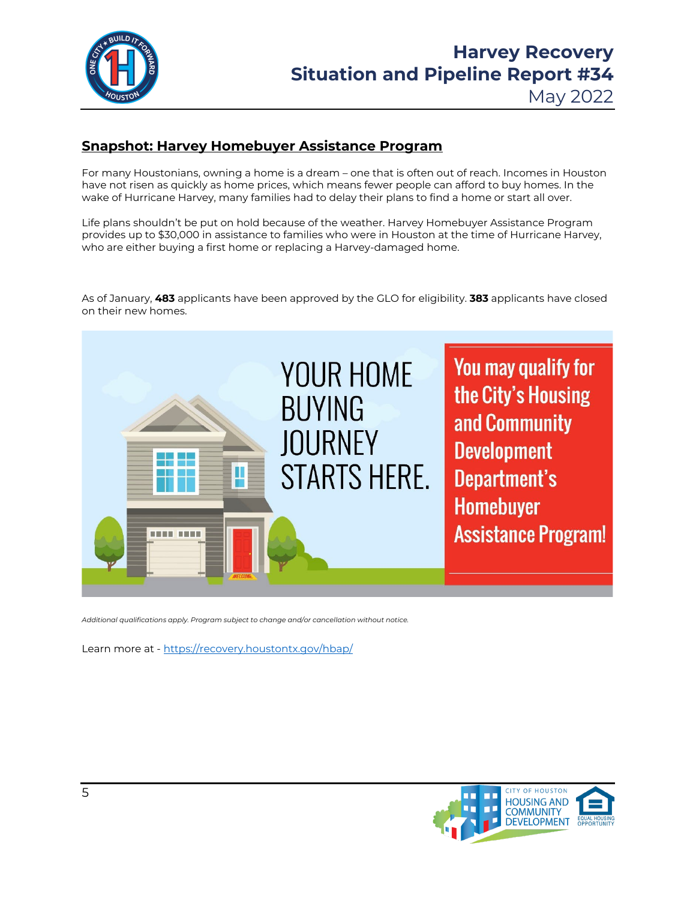## Snapshot: Harvey Homebuyer Assistance Program

For many Houstonians, owning a home is a dream – one that is often out of reach. Incomes in Houston have not risen as quickly as home prices, which means fewer people can afford to buy homes. In the wake of Hurricane Harvey, many families had to delay their plans to find a home or start all over.

Life plans shouldn't be put on hold because of the weather. Harvey Homebuyer Assistance Program provides up to $30,000 in assistance to families who were in Houston at the time of Hurricane Harvey, who are either buying a first home or replacing a Harvey-damaged home.

As of January, **483** applicants have been approved by the GLO for eligibility. **383** applicants have closed on their new homes.

YOUR HOME BUYING JOURNEY STARTS HERE.

You may qualify for the City's Housing and Community Development Department's Homebuyer Assistance Program!

*Additional qualifications apply. Program subject to change and/or cancellation without notice.*

Learn more at - https://recovery.houstontx.gov/hbap/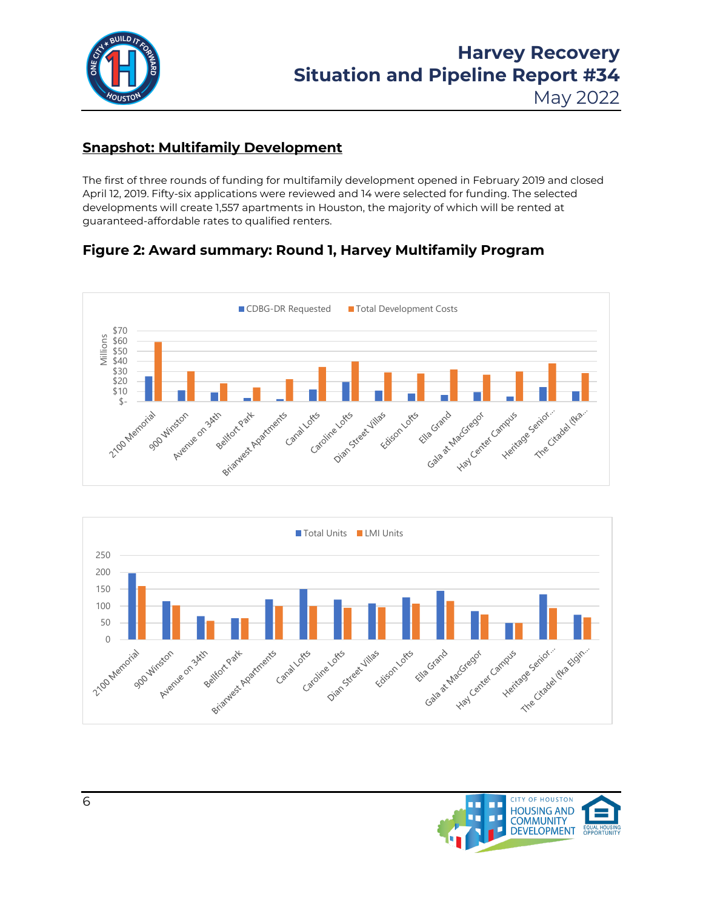## Snapshot: Multifamily Development

The first of three rounds of funding for multifamily development opened in February 2019 and closed April 12, 2019. Fifty-six applications were reviewed and 14 were selected for funding. The selected developments will create 1,557 apartments in Houston, the majority of which will be rented at guaranteed-affordable rates to qualified renters.

### Figure 2: Award summary: Round 1, Harvey Multifamily Program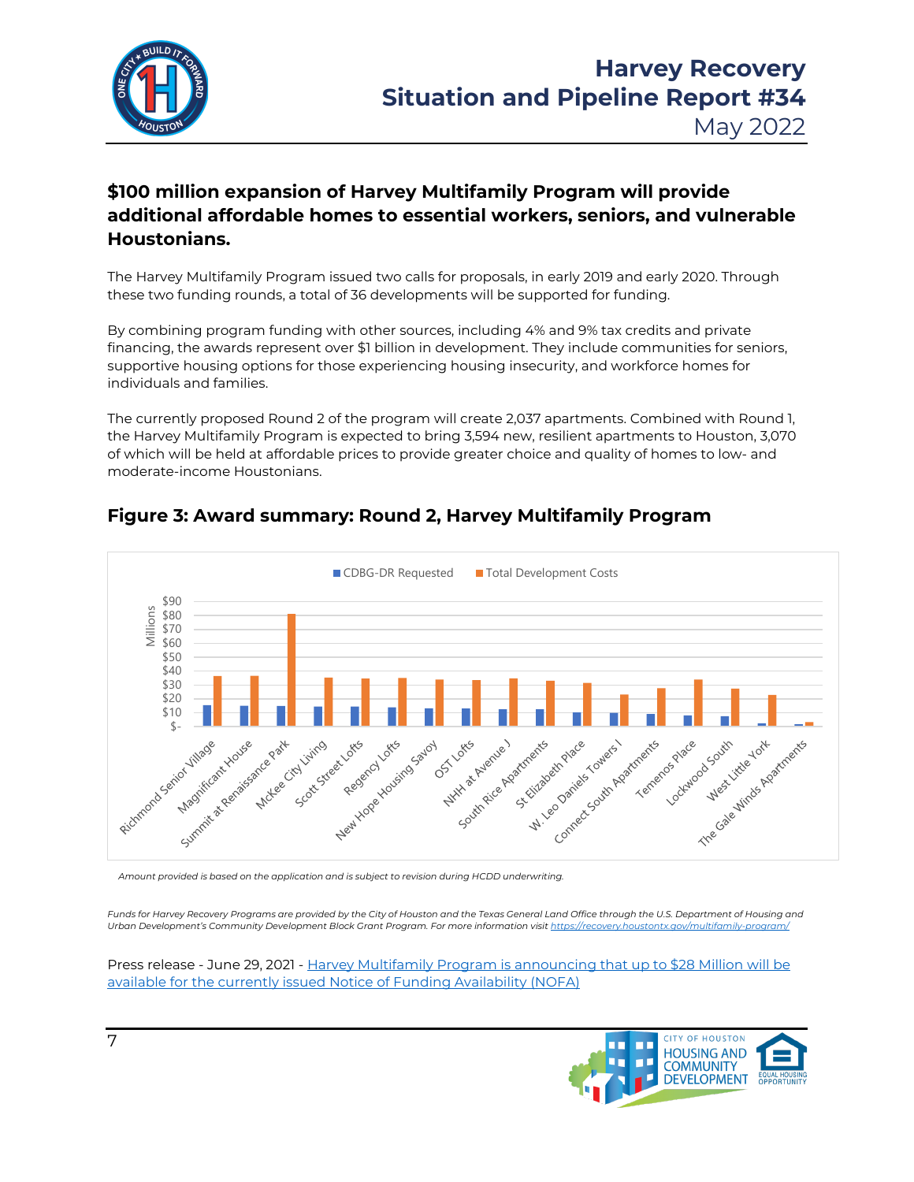## $100 million expansion of Harvey Multifamily Program will provide additional affordable homes to essential workers, seniors, and vulnerable Houstonians.

The Harvey Multifamily Program issued two calls for proposals, in early 2019 and early 2020. Through these two funding rounds, a total of 36 developments will be supported for funding.

By combining program funding with other sources, including 4% and 9% tax credits and private financing, the awards represent over $1 billion in development. They include communities for seniors, supportive housing options for those experiencing housing insecurity, and workforce homes for individuals and families.

The currently proposed Round 2 of the program will create 2,037 apartments. Combined with Round 1, the Harvey Multifamily Program is expected to bring 3,594 new, resilient apartments to Houston, 3,070 of which will be held at affordable prices to provide greater choice and quality of homes to low- and moderate-income Houstonians.

### Figure 3: Award summary: Round 2, Harvey Multifamily Program

*Amount provided is based on the application and is subject to revision during HCDD underwriting.*

*Funds for Harvey Recovery Programs are provided by the City of Houston and the Texas General Land Office through the U.S. Department of Housing and Urban Development's Community Development Block Grant Program. For more information visit https://recovery.houstontx.gov/multifamily-program/*

Press release - June 29, 2021 - Harvey Multifamily Program is announcing that up to $28 Million will be available for the currently issued Notice of Funding Availability (NOFA)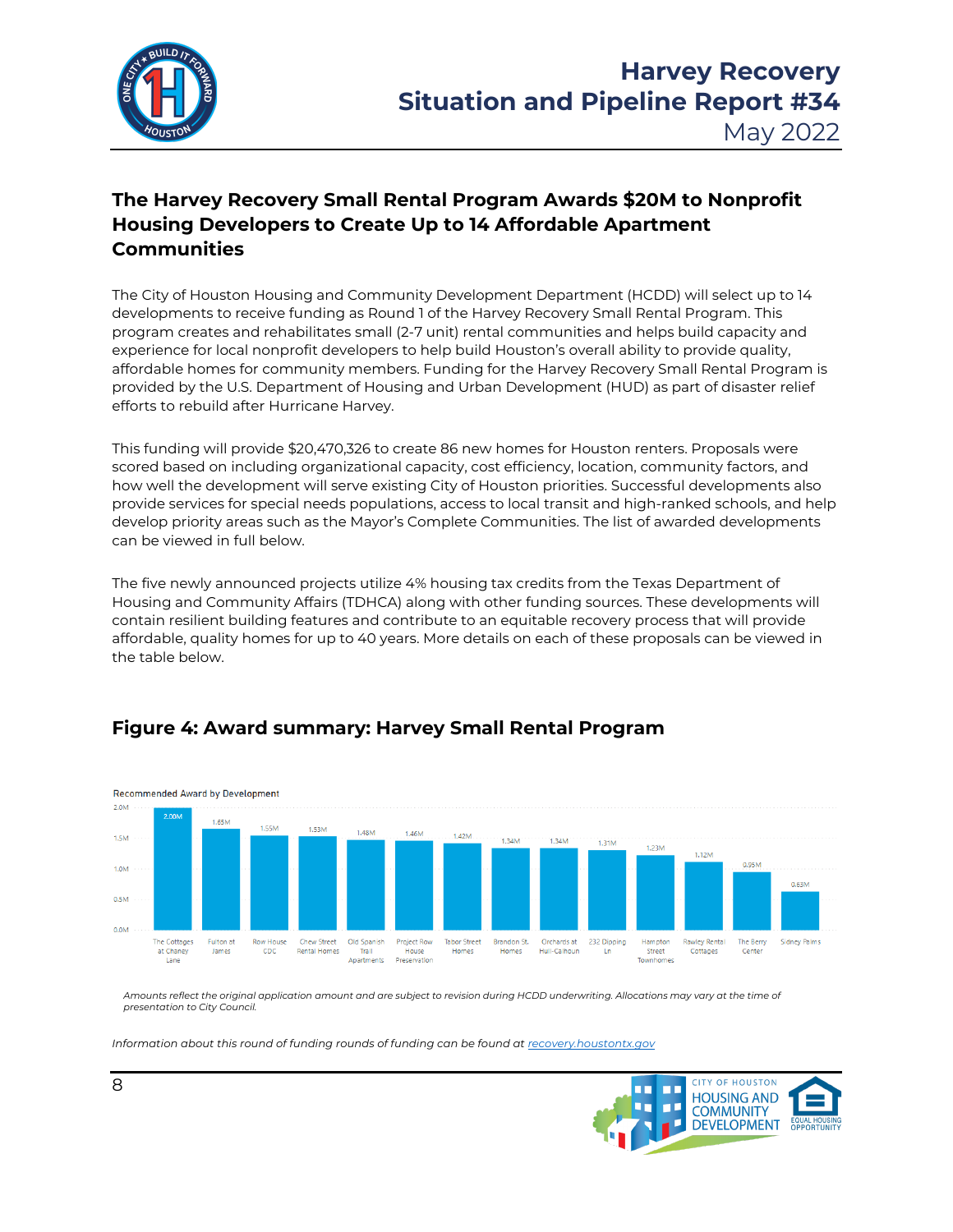## The Harvey Recovery Small Rental Program Awards $20M to Nonprofit Housing Developers to Create Up to 14 Affordable Apartment Communities

The City of Houston Housing and Community Development Department (HCDD) will select up to 14 developments to receive funding as Round 1 of the Harvey Recovery Small Rental Program. This program creates and rehabilitates small (2-7 unit) rental communities and helps build capacity and experience for local nonprofit developers to help build Houston's overall ability to provide quality, affordable homes for community members. Funding for the Harvey Recovery Small Rental Program is provided by the U.S. Department of Housing and Urban Development (HUD) as part of disaster relief efforts to rebuild after Hurricane Harvey.

This funding will provide $20,470,326 to create 86 new homes for Houston renters. Proposals were scored based on including organizational capacity, cost efficiency, location, community factors, and how well the development will serve existing City of Houston priorities. Successful developments also provide services for special needs populations, access to local transit and high-ranked schools, and help develop priority areas such as the Mayor's Complete Communities. The list of awarded developments can be viewed in full below.

The five newly announced projects utilize 4% housing tax credits from the Texas Department of Housing and Community Affairs (TDHCA) along with other funding sources. These developments will contain resilient building features and contribute to an equitable recovery process that will provide affordable, quality homes for up to 40 years. More details on each of these proposals can be viewed in the table below.

## Figure 4: Award summary: Harvey Small Rental Program

Recommended Award by Development

| Development | Recommended Award |
|---|---|
| The Cottages at Chaney Lane | 2.00M |
| Fulton at James | 1.65M |
| Row House CDC | 1.55M |
| Chew Street Rental Homes | 1.53M |
| Old Spanish Trail Apartments | 1.48M |
| Project Row House Preservation | 1.46M |
| Tabor Street Homes | 1.42M |
| Brandon St. Homes | 1.34M |
| Orchards at Hull-Calhoun | 1.34M |
| 232 Dipping Ln | 1.31M |
| Hampton Street Townhomes | 1.23M |
| Rawley Rental Cottages | 1.12M |
| The Berry Center | 0.95M |
| Sidney Palms | 0.63M |

*Amounts reflect the original application amount and are subject to revision during HCDD underwriting. Allocations may vary at the time of presentation to City Council.*

*Information about this round of funding rounds of funding can be found at recovery.houstontx.gov*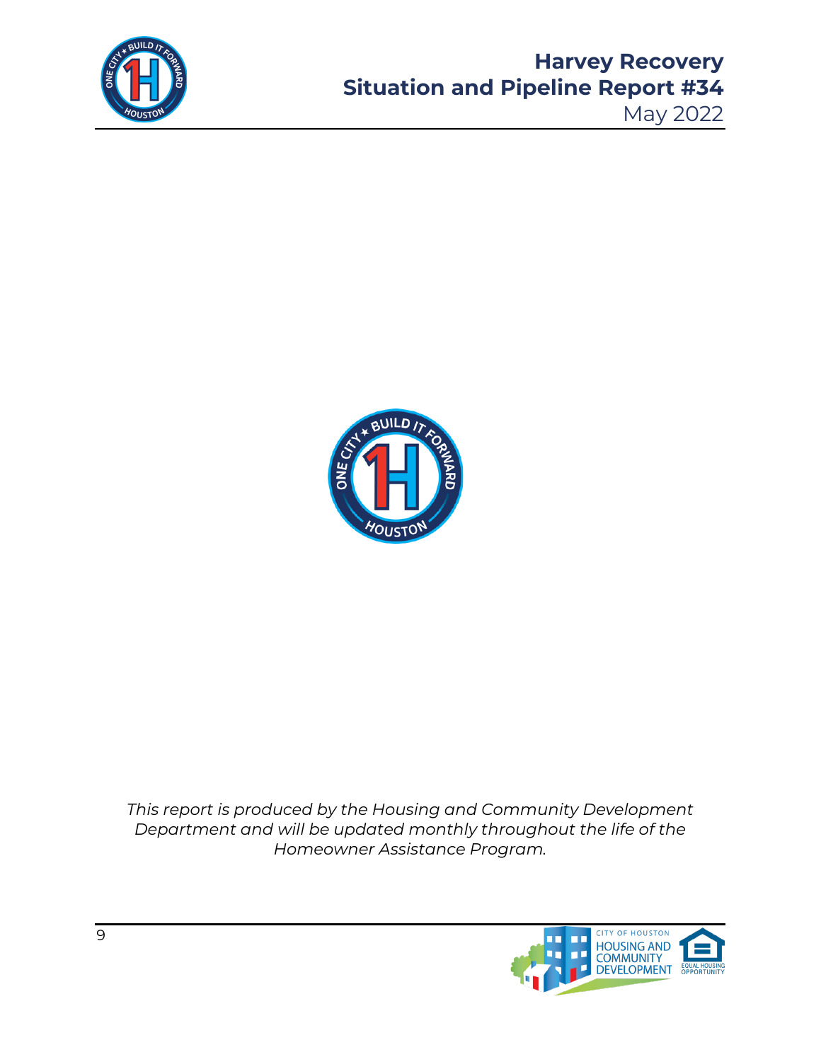*This report is produced by the Housing and Community Development Department and will be updated monthly throughout the life of the Homeowner Assistance Program.*